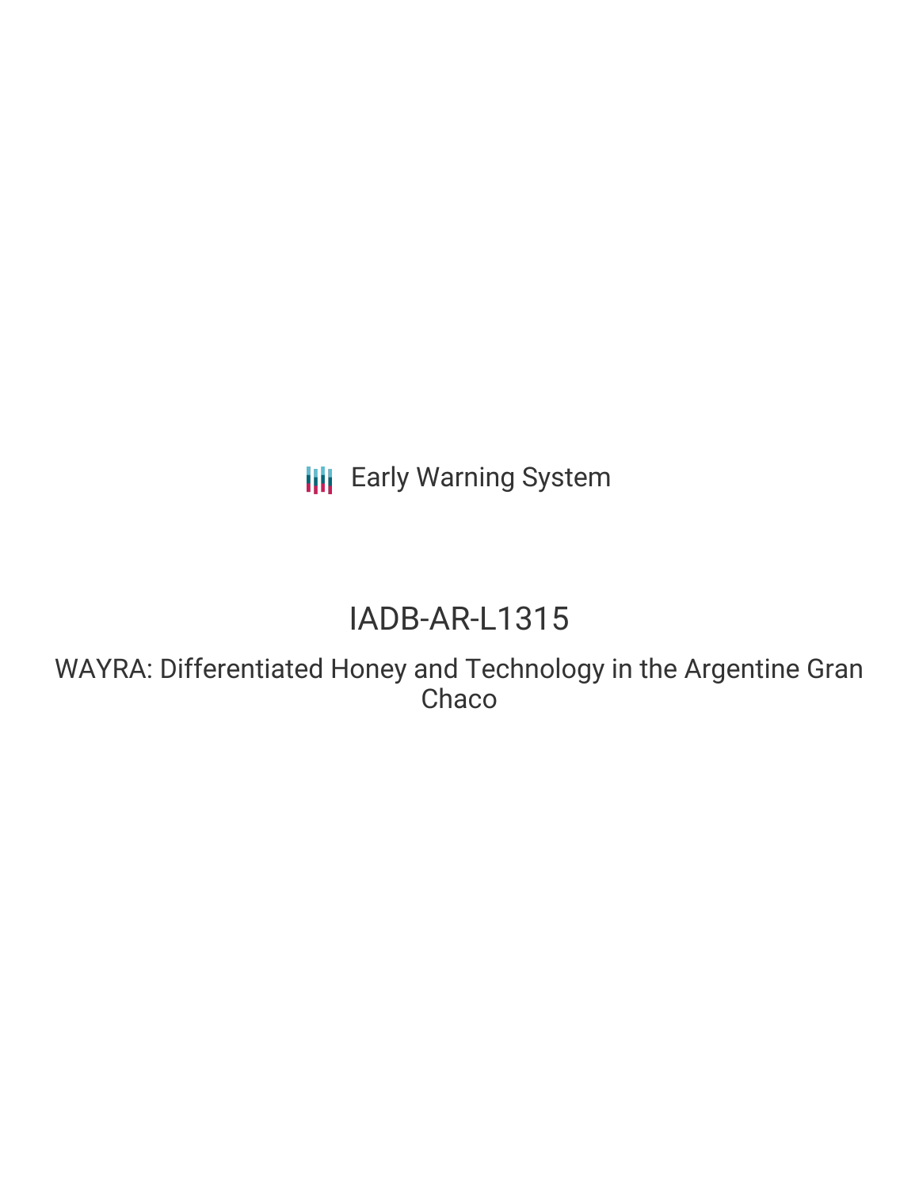Early Warning System

# IADB-AR-L1315

## WAYRA: Differentiated Honey and Technology in the Argentine Gran Chaco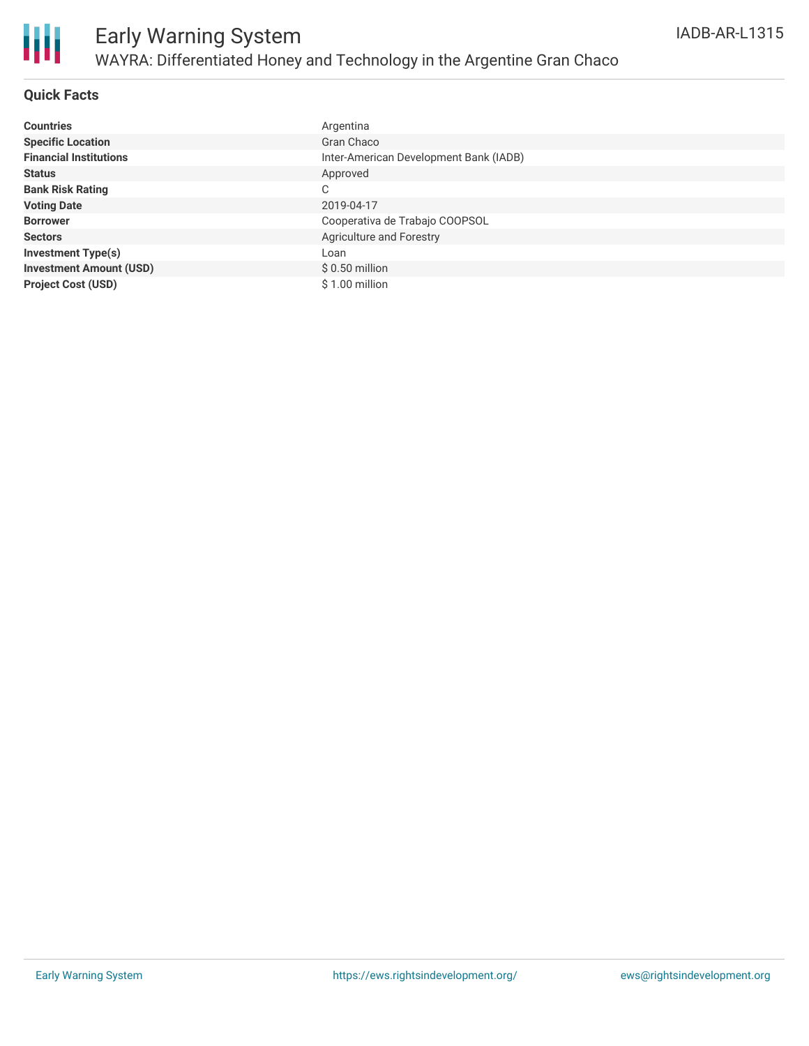# Early Warning System

## WAYRA: Differentiated Honey and Technology in the Argentine Gran Chaco

IADB-AR-L1315

### Quick Facts

| | |
|---|---|
| **Countries** | Argentina |
| **Specific Location** | Gran Chaco |
| **Financial Institutions** | Inter-American Development Bank (IADB) |
| **Status** | Approved |
| **Bank Risk Rating** | C |
| **Voting Date** | 2019-04-17 |
| **Borrower** | Cooperativa de Trabajo COOPSOL |
| **Sectors** | Agriculture and Forestry |
| **Investment Type(s)** | Loan |
| **Investment Amount (USD)** | $ 0.50 million |
| **Project Cost (USD)** | $ 1.00 million |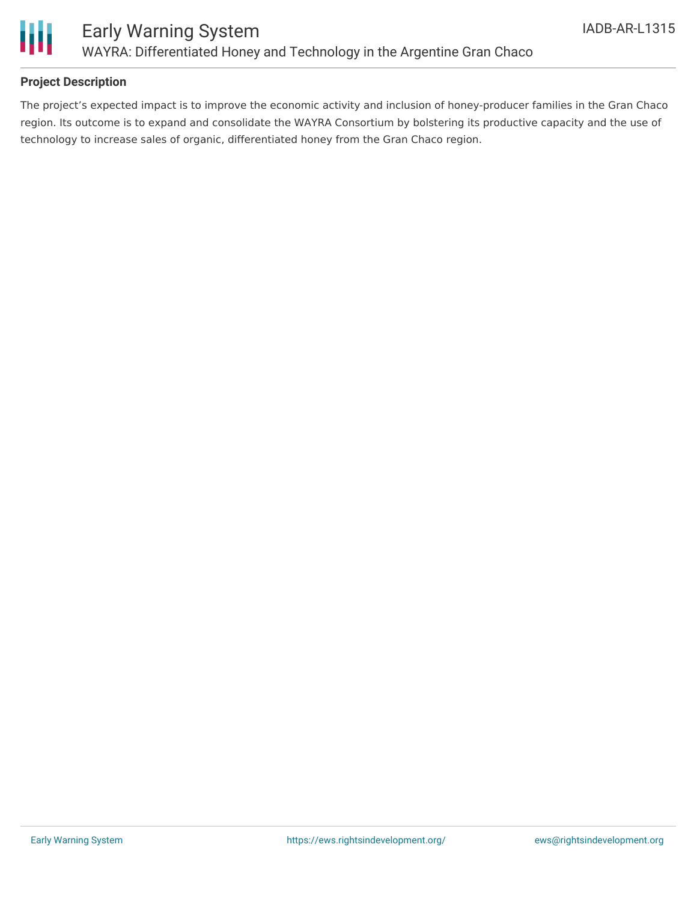## Project Description

The project's expected impact is to improve the economic activity and inclusion of honey-producer families in the Gran Chaco region. Its outcome is to expand and consolidate the WAYRA Consortium by bolstering its productive capacity and the use of technology to increase sales of organic, differentiated honey from the Gran Chaco region.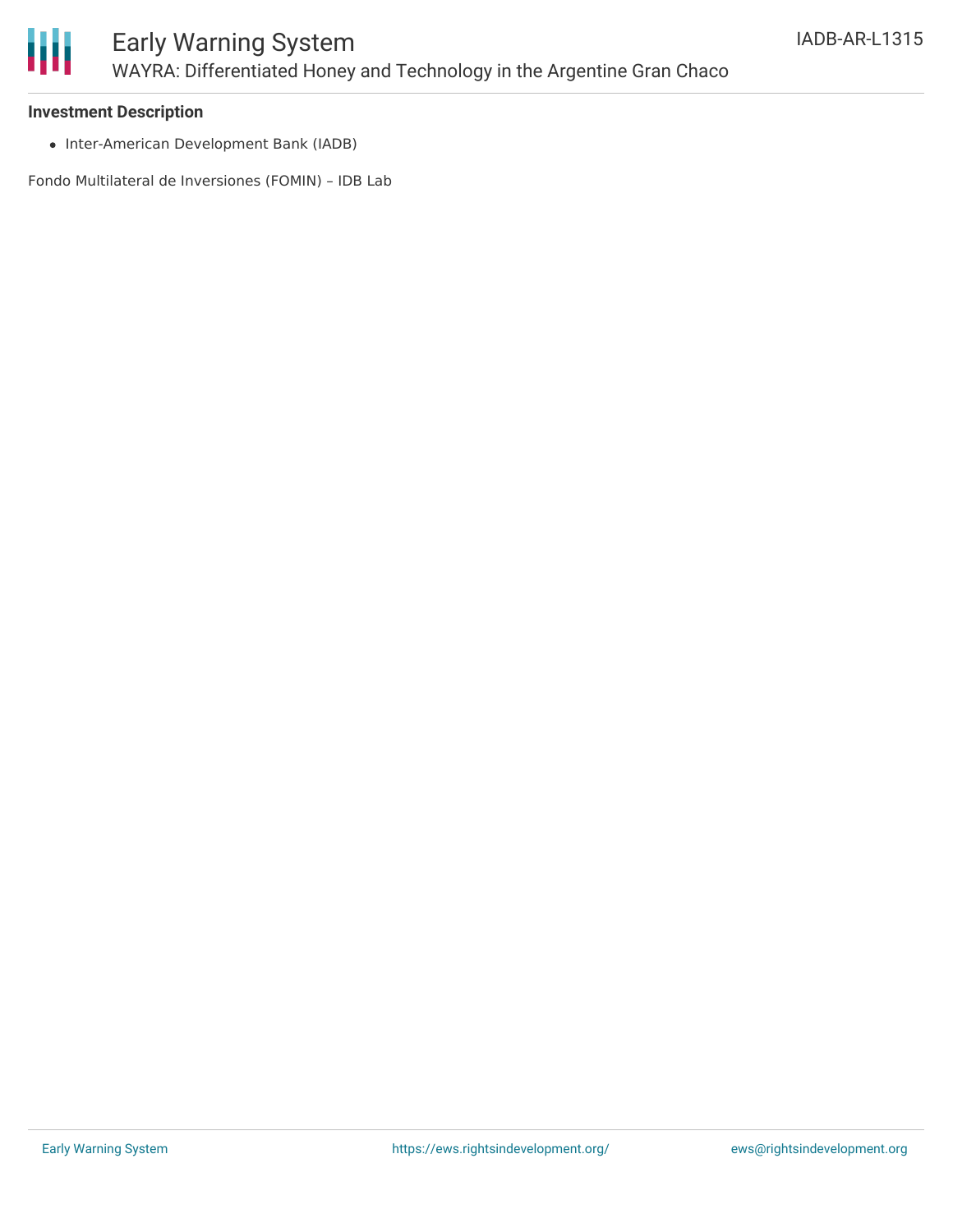### Investment Description

- Inter-American Development Bank (IADB)

Fondo Multilateral de Inversiones (FOMIN) – IDB Lab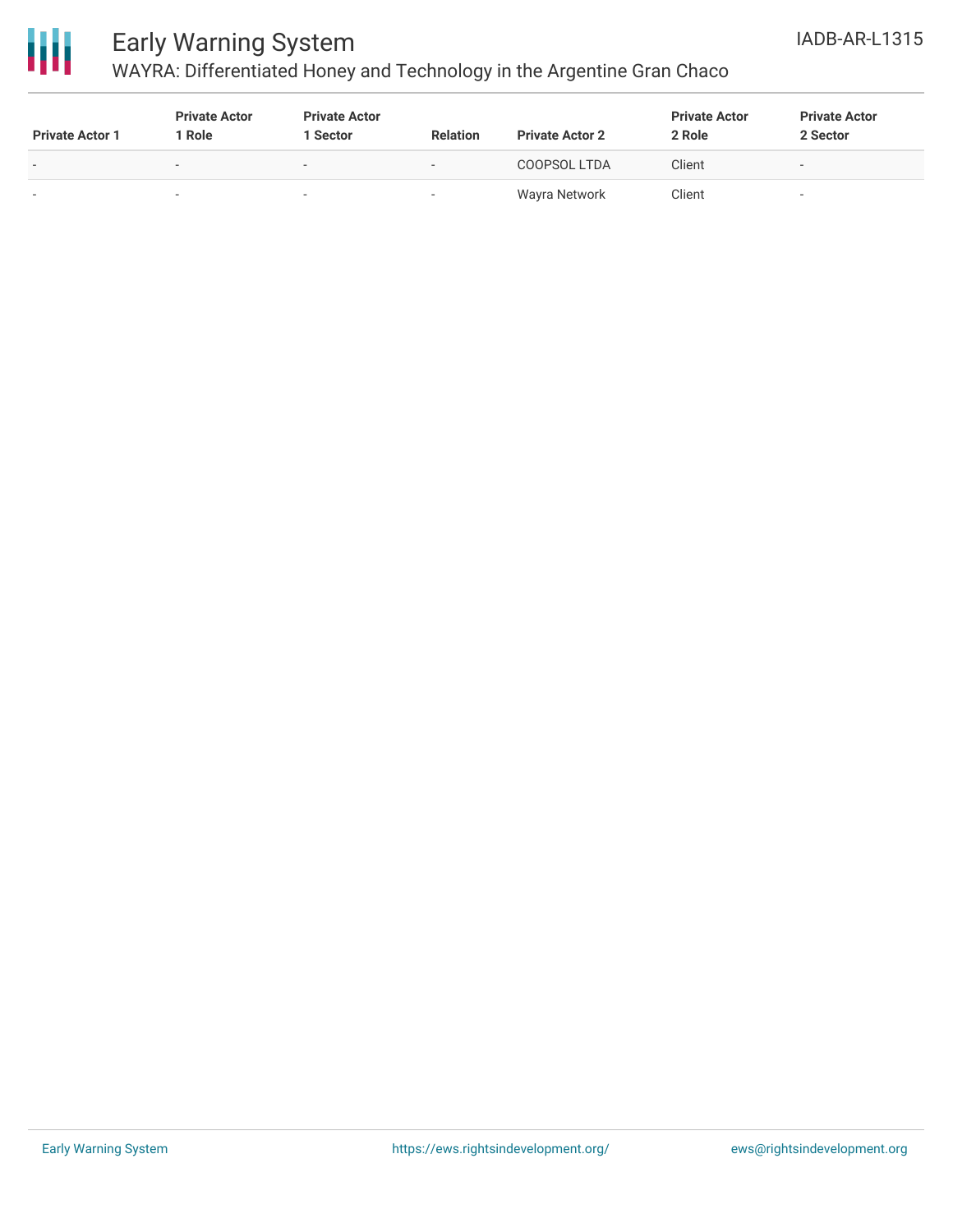| Private Actor 1 | Private Actor 1 Role | Private Actor 1 Sector | Relation | Private Actor 2 | Private Actor 2 Role | Private Actor 2 Sector |
| --- | --- | --- | --- | --- | --- | --- |
| - | - | - | - | COOPSOL LTDA | Client | - |
| - | - | - | - | Wayra Network | Client | - |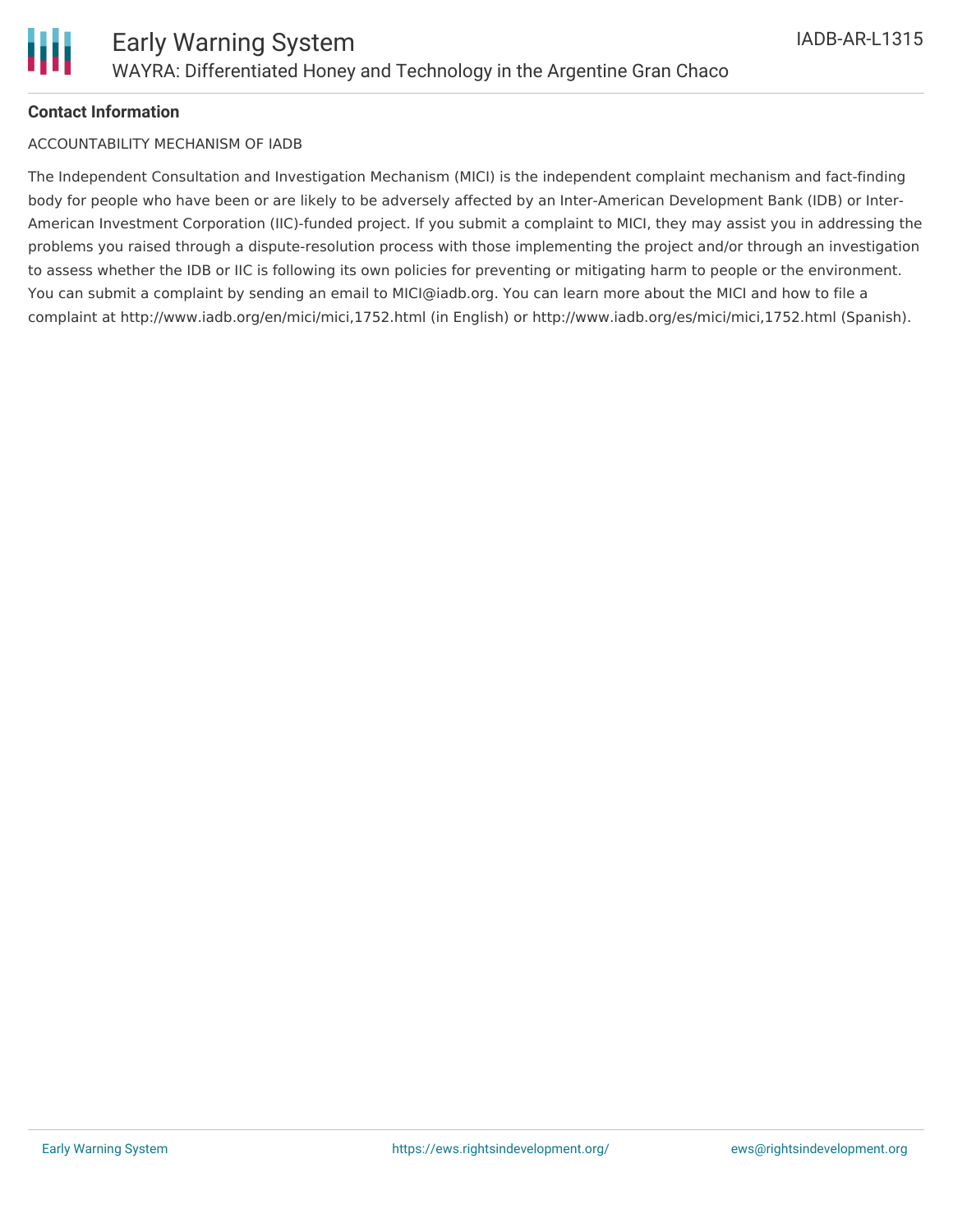**Contact Information**

ACCOUNTABILITY MECHANISM OF IADB

The Independent Consultation and Investigation Mechanism (MICI) is the independent complaint mechanism and fact-finding body for people who have been or are likely to be adversely affected by an Inter-American Development Bank (IDB) or Inter-American Investment Corporation (IIC)-funded project. If you submit a complaint to MICI, they may assist you in addressing the problems you raised through a dispute-resolution process with those implementing the project and/or through an investigation to assess whether the IDB or IIC is following its own policies for preventing or mitigating harm to people or the environment. You can submit a complaint by sending an email to MICI@iadb.org. You can learn more about the MICI and how to file a complaint at http://www.iadb.org/en/mici/mici,1752.html (in English) or http://www.iadb.org/es/mici/mici,1752.html (Spanish).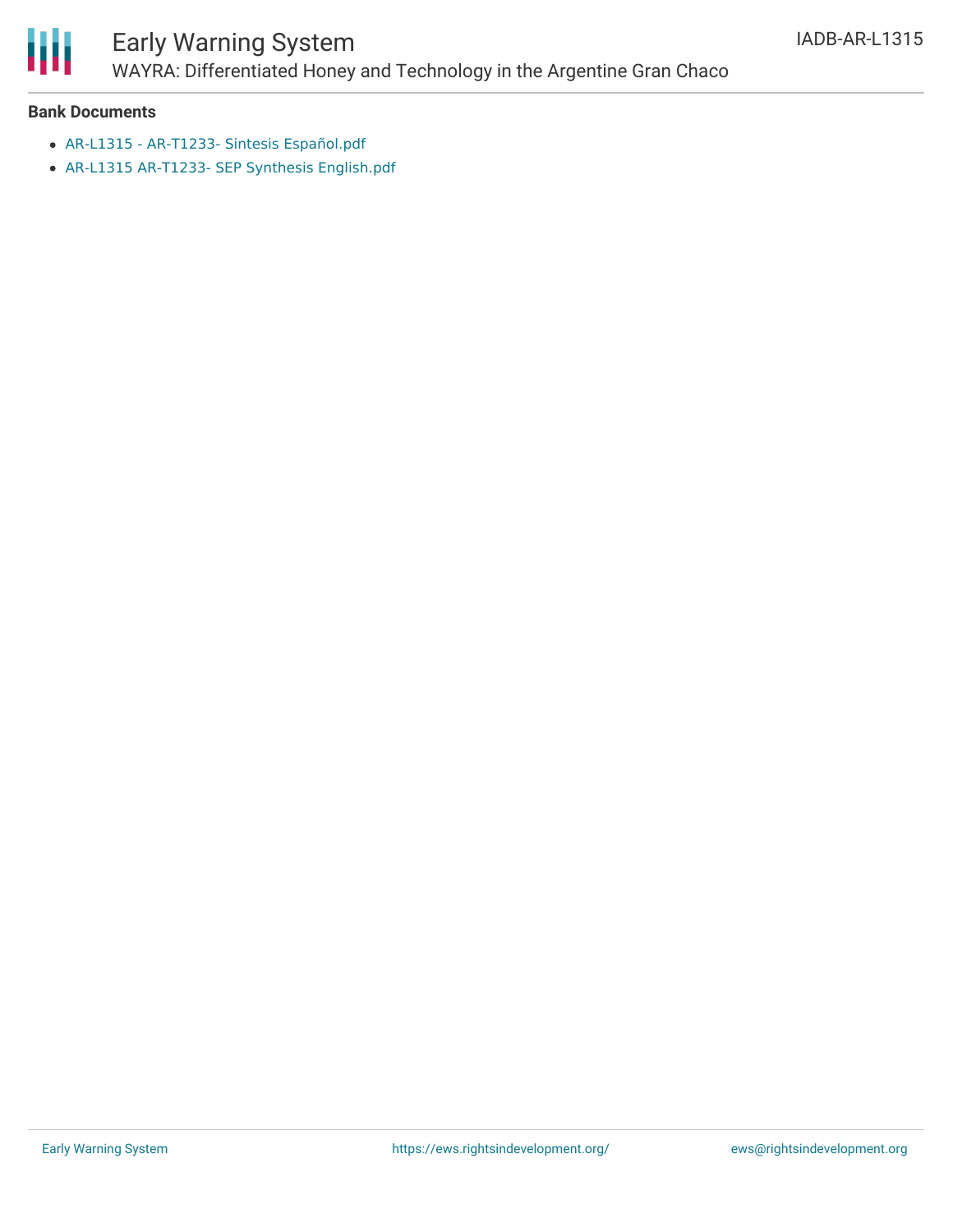**Bank Documents**

- AR-L1315 - AR-T1233- Sintesis Español.pdf
- AR-L1315 AR-T1233- SEP Synthesis English.pdf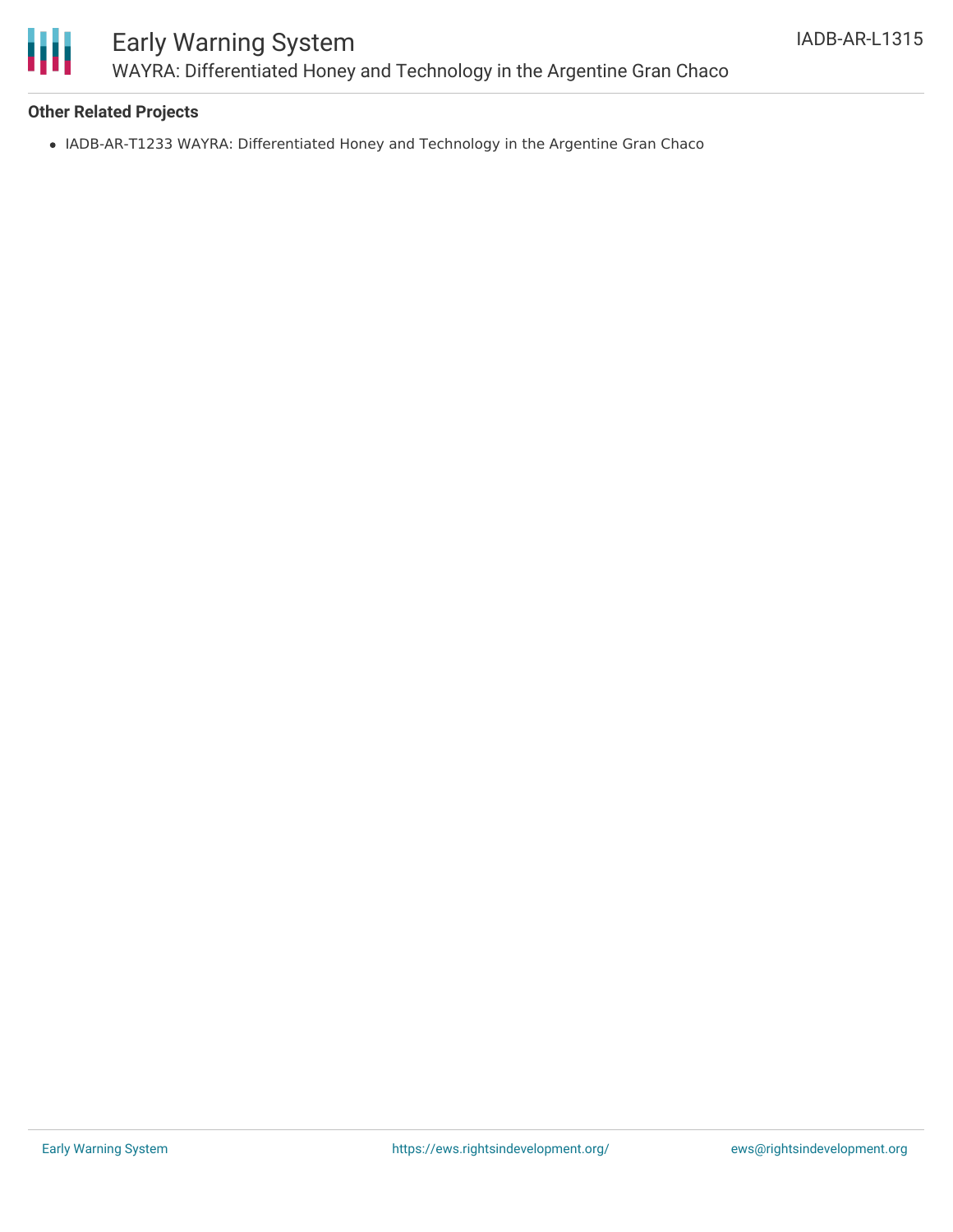**Other Related Projects**

- IADB-AR-T1233 WAYRA: Differentiated Honey and Technology in the Argentine Gran Chaco